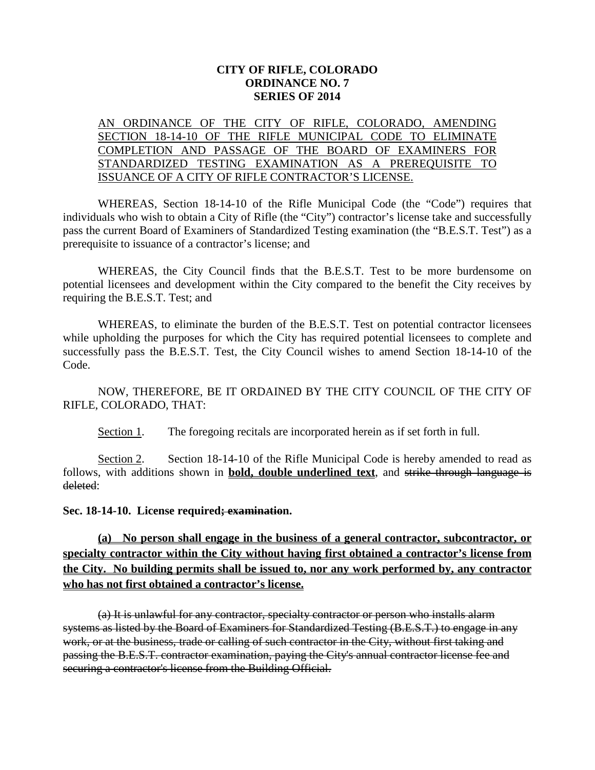**CITY OF RIFLE, COLORADO**
**ORDINANCE NO. 7**
**SERIES OF 2014**

<u>AN ORDINANCE OF THE CITY OF RIFLE, COLORADO, AMENDING SECTION 18-14-10 OF THE RIFLE MUNICIPAL CODE TO ELIMINATE COMPLETION AND PASSAGE OF THE BOARD OF EXAMINERS FOR STANDARDIZED TESTING EXAMINATION AS A PREREQUISITE TO ISSUANCE OF A CITY OF RIFLE CONTRACTOR'S LICENSE.</u>

WHEREAS, Section 18-14-10 of the Rifle Municipal Code (the "Code") requires that individuals who wish to obtain a City of Rifle (the "City") contractor's license take and successfully pass the current Board of Examiners of Standardized Testing examination (the "B.E.S.T. Test") as a prerequisite to issuance of a contractor's license; and

WHEREAS, the City Council finds that the B.E.S.T. Test to be more burdensome on potential licensees and development within the City compared to the benefit the City receives by requiring the B.E.S.T. Test; and

WHEREAS, to eliminate the burden of the B.E.S.T. Test on potential contractor licensees while upholding the purposes for which the City has required potential licensees to complete and successfully pass the B.E.S.T. Test, the City Council wishes to amend Section 18-14-10 of the Code.

NOW, THEREFORE, BE IT ORDAINED BY THE CITY COUNCIL OF THE CITY OF RIFLE, COLORADO, THAT:

<u>Section 1</u>. The foregoing recitals are incorporated herein as if set forth in full.

<u>Section 2</u>. Section 18-14-10 of the Rifle Municipal Code is hereby amended to read as follows, with additions shown in **<u>bold, double underlined text</u>**, and ~~strike through language is deleted~~:

**Sec. 18-14-10. License required~~; examination~~.**

**<u>(a) No person shall engage in the business of a general contractor, subcontractor, or specialty contractor within the City without having first obtained a contractor's license from the City. No building permits shall be issued to, nor any work performed by, any contractor who has not first obtained a contractor's license.</u>**

~~(a) It is unlawful for any contractor, specialty contractor or person who installs alarm systems as listed by the Board of Examiners for Standardized Testing (B.E.S.T.) to engage in any work, or at the business, trade or calling of such contractor in the City, without first taking and passing the B.E.S.T. contractor examination, paying the City's annual contractor license fee and securing a contractor's license from the Building Official.~~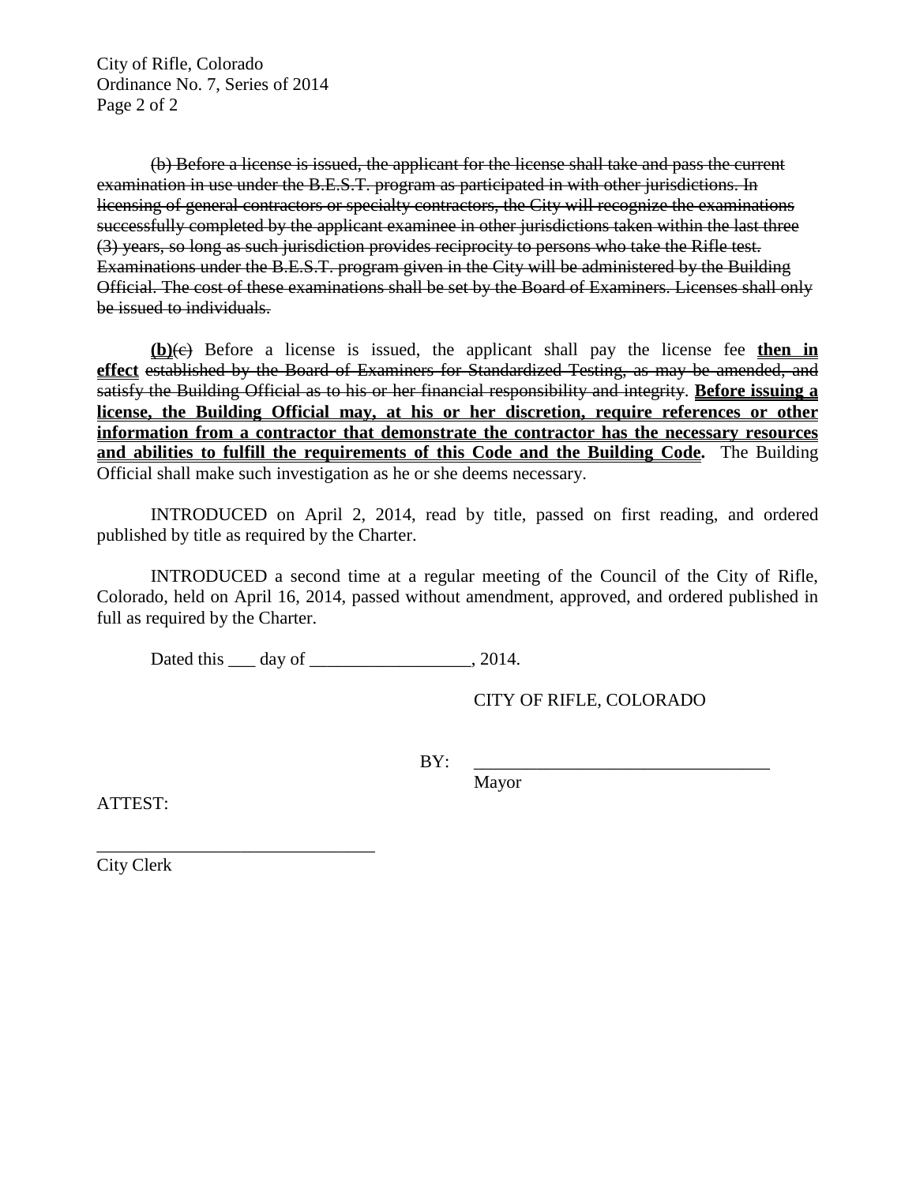~~(b) Before a license is issued, the applicant for the license shall take and pass the current examination in use under the B.E.S.T. program as participated in with other jurisdictions. In licensing of general contractors or specialty contractors, the City will recognize the examinations successfully completed by the applicant examinee in other jurisdictions taken within the last three (3) years, so long as such jurisdiction provides reciprocity to persons who take the Rifle test. Examinations under the B.E.S.T. program given in the City will be administered by the Building Official. The cost of these examinations shall be set by the Board of Examiners. Licenses shall only be issued to individuals.~~

**<u>(b)</u>**~~(c)~~ Before a license is issued, the applicant shall pay the license fee **<u>then in effect</u>** ~~established by the Board of Examiners for Standardized Testing, as may be amended, and satisfy the Building Official as to his or her financial responsibility and integrity.~~ **<u>Before issuing a license, the Building Official may, at his or her discretion, require references or other information from a contractor that demonstrate the contractor has the necessary resources and abilities to fulfill the requirements of this Code and the Building Code</u>.** The Building Official shall make such investigation as he or she deems necessary.

INTRODUCED on April 2, 2014, read by title, passed on first reading, and ordered published by title as required by the Charter.

INTRODUCED a second time at a regular meeting of the Council of the City of Rifle, Colorado, held on April 16, 2014, passed without amendment, approved, and ordered published in full as required by the Charter.

Dated this ___ day of __________________, 2014.

CITY OF RIFLE, COLORADO

BY: _________________________________
Mayor

ATTEST:

_______________________________
City Clerk